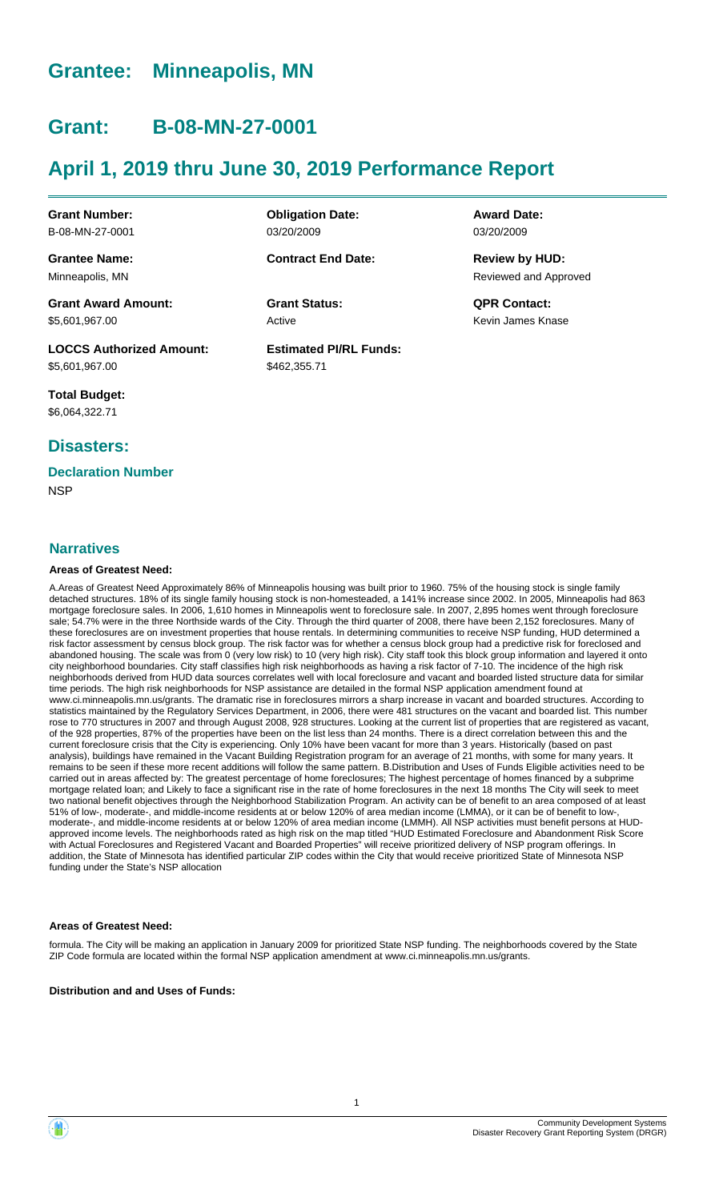# Grantee: Minneapolis, MN

# Grant: B-08-MN-27-0001

# April 1, 2019 thru June 30, 2019 Performance Report

| | | |
|---|---|---|
| **Grant Number:**<br>B-08-MN-27-0001 | **Obligation Date:**<br>03/20/2009 | **Award Date:**<br>03/20/2009 |
| **Grantee Name:**<br>Minneapolis, MN | **Contract End Date:** | **Review by HUD:**<br>Reviewed and Approved |
| **Grant Award Amount:**<br>$5,601,967.00 | **Grant Status:**<br>Active | **QPR Contact:**<br>Kevin James Knase |
| **LOCCS Authorized Amount:**<br>$5,601,967.00 | **Estimated PI/RL Funds:**<br>$462,355.71 | |
| **Total Budget:**<br>$6,064,322.71 | | |

## Disasters:

### Declaration Number

NSP

## Narratives

#### Areas of Greatest Need:

A.Areas of Greatest Need Approximately 86% of Minneapolis housing was built prior to 1960. 75% of the housing stock is single family detached structures. 18% of its single family housing stock is non-homesteaded, a 141% increase since 2002. In 2005, Minneapolis had 863 mortgage foreclosure sales. In 2006, 1,610 homes in Minneapolis went to foreclosure sale. In 2007, 2,895 homes went through foreclosure sale; 54.7% were in the three Northside wards of the City. Through the third quarter of 2008, there have been 2,152 foreclosures. Many of these foreclosures are on investment properties that house rentals. In determining communities to receive NSP funding, HUD determined a risk factor assessment by census block group. The risk factor was for whether a census block group had a predictive risk for foreclosed and abandoned housing. The scale was from 0 (very low risk) to 10 (very high risk). City staff took this block group information and layered it onto city neighborhood boundaries. City staff classifies high risk neighborhoods as having a risk factor of 7-10. The incidence of the high risk neighborhoods derived from HUD data sources correlates well with local foreclosure and vacant and boarded listed structure data for similar time periods. The high risk neighborhoods for NSP assistance are detailed in the formal NSP application amendment found at www.ci.minneapolis.mn.us/grants. The dramatic rise in foreclosures mirrors a sharp increase in vacant and boarded structures. According to statistics maintained by the Regulatory Services Department, in 2006, there were 481 structures on the vacant and boarded list. This number rose to 770 structures in 2007 and through August 2008, 928 structures. Looking at the current list of properties that are registered as vacant, of the 928 properties, 87% of the properties have been on the list less than 24 months. There is a direct correlation between this and the current foreclosure crisis that the City is experiencing. Only 10% have been vacant for more than 3 years. Historically (based on past analysis), buildings have remained in the Vacant Building Registration program for an average of 21 months, with some for many years. It remains to be seen if these more recent additions will follow the same pattern. B.Distribution and Uses of Funds Eligible activities need to be carried out in areas affected by: The greatest percentage of home foreclosures; The highest percentage of homes financed by a subprime mortgage related loan; and Likely to face a significant rise in the rate of home foreclosures in the next 18 months The City will seek to meet two national benefit objectives through the Neighborhood Stabilization Program. An activity can be of benefit to an area composed of at least 51% of low-, moderate-, and middle-income residents at or below 120% of area median income (LMMA), or it can be of benefit to low-, moderate-, and middle-income residents at or below 120% of area median income (LMMH). All NSP activities must benefit persons at HUD-approved income levels. The neighborhoods rated as high risk on the map titled "HUD Estimated Foreclosure and Abandonment Risk Score with Actual Foreclosures and Registered Vacant and Boarded Properties" will receive prioritized delivery of NSP program offerings. In addition, the State of Minnesota has identified particular ZIP codes within the City that would receive prioritized State of Minnesota NSP funding under the State's NSP allocation

#### Areas of Greatest Need:

formula. The City will be making an application in January 2009 for prioritized State NSP funding. The neighborhoods covered by the State ZIP Code formula are located within the formal NSP application amendment at www.ci.minneapolis.mn.us/grants.

#### Distribution and and Uses of Funds: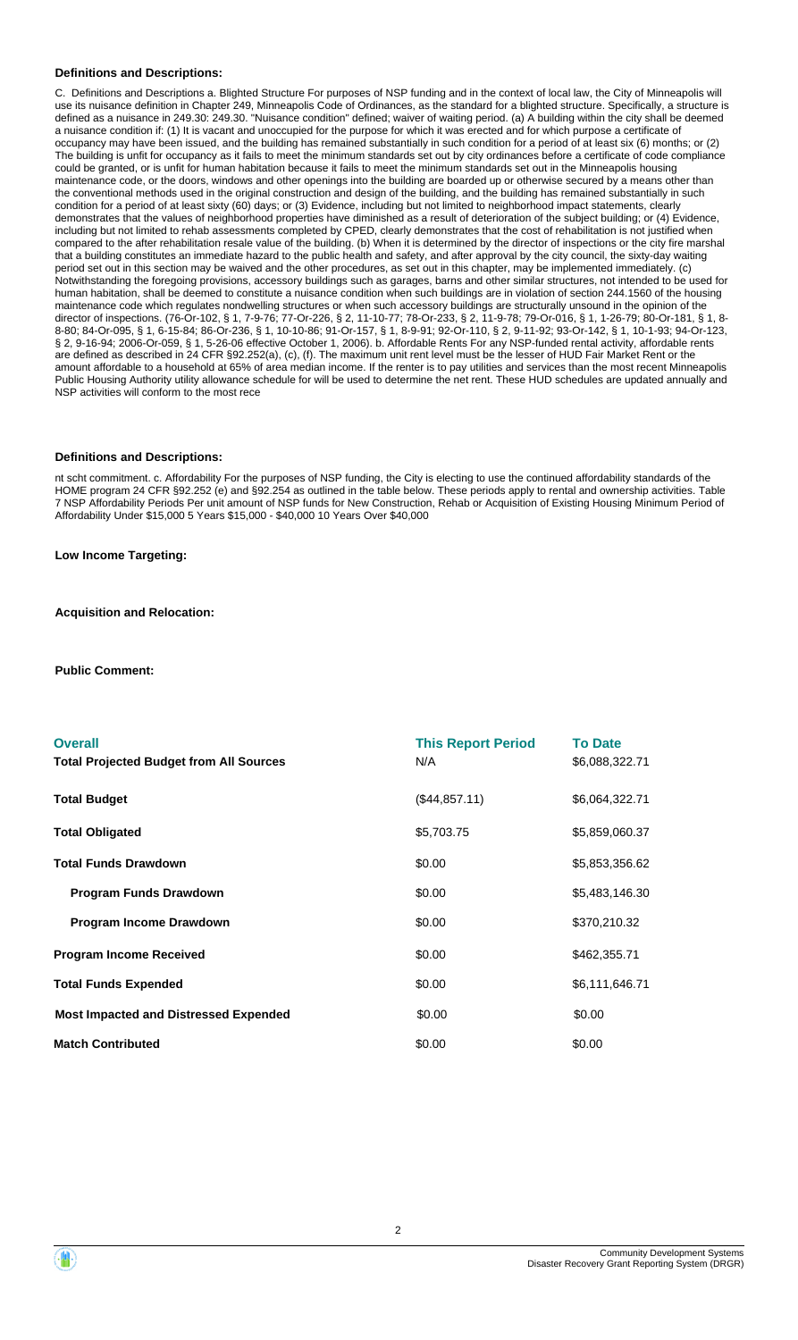**Definitions and Descriptions:**

C. Definitions and Descriptions a. Blighted Structure For purposes of NSP funding and in the context of local law, the City of Minneapolis will use its nuisance definition in Chapter 249, Minneapolis Code of Ordinances, as the standard for a blighted structure. Specifically, a structure is defined as a nuisance in 249.30: 249.30. "Nuisance condition" defined; waiver of waiting period. (a) A building within the city shall be deemed a nuisance condition if: (1) It is vacant and unoccupied for the purpose for which it was erected and for which purpose a certificate of occupancy may have been issued, and the building has remained substantially in such condition for a period of at least six (6) months; or (2) The building is unfit for occupancy as it fails to meet the minimum standards set out by city ordinances before a certificate of code compliance could be granted, or is unfit for human habitation because it fails to meet the minimum standards set out in the Minneapolis housing maintenance code, or the doors, windows and other openings into the building are boarded up or otherwise secured by a means other than the conventional methods used in the original construction and design of the building, and the building has remained substantially in such condition for a period of at least sixty (60) days; or (3) Evidence, including but not limited to neighborhood impact statements, clearly demonstrates that the values of neighborhood properties have diminished as a result of deterioration of the subject building; or (4) Evidence, including but not limited to rehab assessments completed by CPED, clearly demonstrates that the cost of rehabilitation is not justified when compared to the after rehabilitation resale value of the building. (b) When it is determined by the director of inspections or the city fire marshal that a building constitutes an immediate hazard to the public health and safety, and after approval by the city council, the sixty-day waiting period set out in this section may be waived and the other procedures, as set out in this chapter, may be implemented immediately. (c) Notwithstanding the foregoing provisions, accessory buildings such as garages, barns and other similar structures, not intended to be used for human habitation, shall be deemed to constitute a nuisance condition when such buildings are in violation of section 244.1560 of the housing maintenance code which regulates nondwelling structures or when such accessory buildings are structurally unsound in the opinion of the director of inspections. (76-Or-102, § 1, 7-9-76; 77-Or-226, § 2, 11-10-77; 78-Or-233, § 2, 11-9-78; 79-Or-016, § 1, 1-26-79; 80-Or-181, § 1, 8-8-80; 84-Or-095, § 1, 6-15-84; 86-Or-236, § 1, 10-10-86; 91-Or-157, § 1, 8-9-91; 92-Or-110, § 2, 9-11-92; 93-Or-142, § 1, 10-1-93; 94-Or-123, § 2, 9-16-94; 2006-Or-059, § 1, 5-26-06 effective October 1, 2006). b. Affordable Rents For any NSP-funded rental activity, affordable rents are defined as described in 24 CFR §92.252(a), (c), (f). The maximum unit rent level must be the lesser of HUD Fair Market Rent or the amount affordable to a household at 65% of area median income. If the renter is to pay utilities and services than the most recent Minneapolis Public Housing Authority utility allowance schedule for will be used to determine the net rent. These HUD schedules are updated annually and NSP activities will conform to the most rece

**Definitions and Descriptions:**

nt scht commitment. c. Affordability For the purposes of NSP funding, the City is electing to use the continued affordability standards of the HOME program 24 CFR §92.252 (e) and §92.254 as outlined in the table below. These periods apply to rental and ownership activities. Table 7 NSP Affordability Periods Per unit amount of NSP funds for New Construction, Rehab or Acquisition of Existing Housing Minimum Period of Affordability Under $15,000 5 Years $15,000 - $40,000 10 Years Over $40,000

**Low Income Targeting:**

**Acquisition and Relocation:**

**Public Comment:**

| **Overall** | **This Report Period** | **To Date** |
|---|---|---|
| **Total Projected Budget from All Sources** | N/A | $6,088,322.71 |
| **Total Budget** | ($44,857.11) | $6,064,322.71 |
| **Total Obligated** | $5,703.75 | $5,859,060.37 |
| **Total Funds Drawdown** | $0.00 | $5,853,356.62 |
| **Program Funds Drawdown** | $0.00 | $5,483,146.30 |
| **Program Income Drawdown** | $0.00 | $370,210.32 |
| **Program Income Received** | $0.00 | $462,355.71 |
| **Total Funds Expended** | $0.00 | $6,111,646.71 |
| **Most Impacted and Distressed Expended** | $0.00 | $0.00 |
| **Match Contributed** | $0.00 | $0.00 |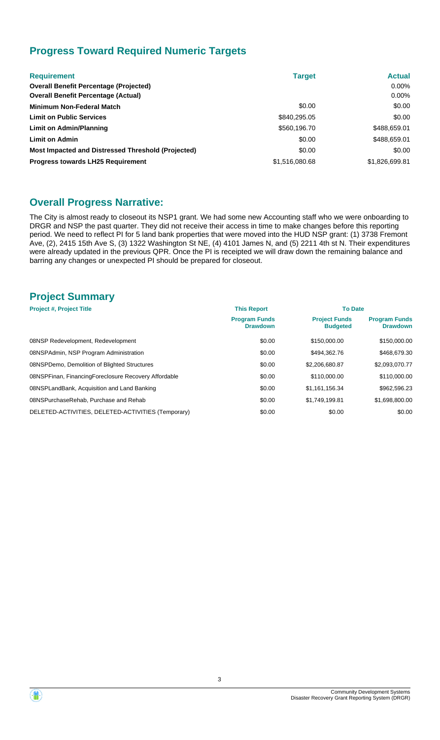## Progress Toward Required Numeric Targets

| Requirement | Target | Actual |
|---|---|---|
| **Overall Benefit Percentage (Projected)** | | 0.00% |
| **Overall Benefit Percentage (Actual)** | | 0.00% |
| **Minimum Non-Federal Match** | $0.00 | $0.00 |
| **Limit on Public Services** | $840,295.05 | $0.00 |
| **Limit on Admin/Planning** | $560,196.70 | $488,659.01 |
| **Limit on Admin** | $0.00 | $488,659.01 |
| **Most Impacted and Distressed Threshold (Projected)** | $0.00 | $0.00 |
| **Progress towards LH25 Requirement** | $1,516,080.68 | $1,826,699.81 |

## Overall Progress Narrative:

The City is almost ready to closeout its NSP1 grant. We had some new Accounting staff who we were onboarding to DRGR and NSP the past quarter. They did not receive their access in time to make changes before this reporting period. We need to reflect PI for 5 land bank properties that were moved into the HUD NSP grant: (1) 3738 Fremont Ave, (2), 2415 15th Ave S, (3) 1322 Washington St NE, (4) 4101 James N, and (5) 2211 4th st N. Their expenditures were already updated in the previous QPR. Once the PI is receipted we will draw down the remaining balance and barring any changes or unexpected PI should be prepared for closeout.

## Project Summary

| Project #, Project Title | This Report | To Date | |
|---|---|---|---|
| | Program Funds Drawdown | Project Funds Budgeted | Program Funds Drawdown |
| 08NSP Redevelopment, Redevelopment | $0.00 | $150,000.00 | $150,000.00 |
| 08NSPAdmin, NSP Program Administration | $0.00 | $494,362.76 | $468,679.30 |
| 08NSPDemo, Demolition of Blighted Structures | $0.00 | $2,206,680.87 | $2,093,070.77 |
| 08NSPFinan, FinancingForeclosure Recovery Affordable | $0.00 | $110,000.00 | $110,000.00 |
| 08NSPLandBank, Acquisition and Land Banking | $0.00 | $1,161,156.34 | $962,596.23 |
| 08NSPurchaseRehab, Purchase and Rehab | $0.00 | $1,749,199.81 | $1,698,800.00 |
| DELETED-ACTIVITIES, DELETED-ACTIVITIES (Temporary) | $0.00 | $0.00 | $0.00 |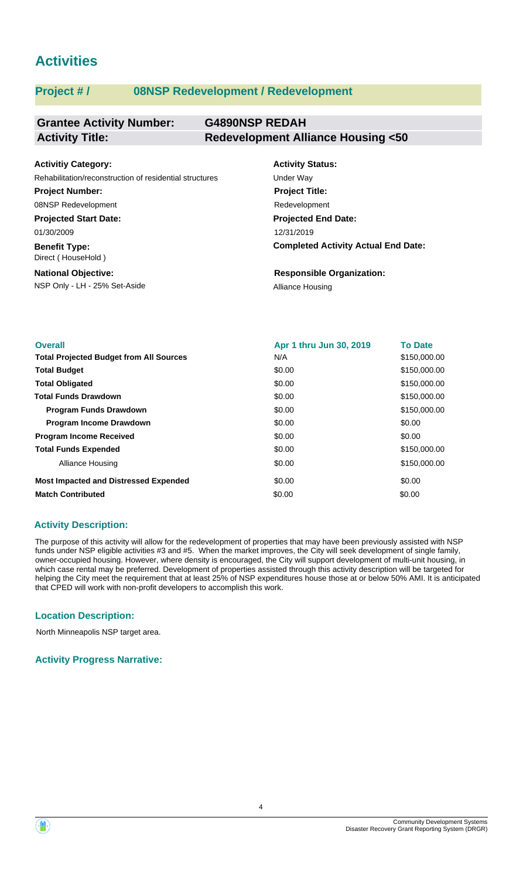# Activities

## Project # / 08NSP Redevelopment / Redevelopment

| **Grantee Activity Number:** | **G4890NSP REDAH** |
|---|---|
| **Activity Title:** | **Redevelopment Alliance Housing <50** |

**Activitiy Category:**
Rehabilitation/reconstruction of residential structures

**Activity Status:**
Under Way

**Project Number:**
08NSP Redevelopment

**Project Title:**
Redevelopment

**Projected Start Date:**
01/30/2009

**Projected End Date:**
12/31/2019

**Benefit Type:**
Direct ( HouseHold )

**Completed Activity Actual End Date:**

**National Objective:**
NSP Only - LH - 25% Set-Aside

**Responsible Organization:**
Alliance Housing

| Overall | Apr 1 thru Jun 30, 2019 | To Date |
|---|---|---|
| **Total Projected Budget from All Sources** | N/A | $150,000.00 |
| **Total Budget** | $0.00 | $150,000.00 |
| **Total Obligated** | $0.00 | $150,000.00 |
| **Total Funds Drawdown** | $0.00 | $150,000.00 |
| **Program Funds Drawdown** | $0.00 | $150,000.00 |
| **Program Income Drawdown** | $0.00 | $0.00 |
| **Program Income Received** | $0.00 | $0.00 |
| **Total Funds Expended** | $0.00 | $150,000.00 |
| Alliance Housing | $0.00 | $150,000.00 |
| **Most Impacted and Distressed Expended** | $0.00 | $0.00 |
| **Match Contributed** | $0.00 | $0.00 |

### Activity Description:

The purpose of this activity will allow for the redevelopment of properties that may have been previously assisted with NSP funds under NSP eligible activities #3 and #5. When the market improves, the City will seek development of single family, owner-occupied housing. However, where density is encouraged, the City will support development of multi-unit housing, in which case rental may be preferred. Development of properties assisted through this activity description will be targeted for helping the City meet the requirement that at least 25% of NSP expenditures house those at or below 50% AMI. It is anticipated that CPED will work with non-profit developers to accomplish this work.

### Location Description:

North Minneapolis NSP target area.

### Activity Progress Narrative: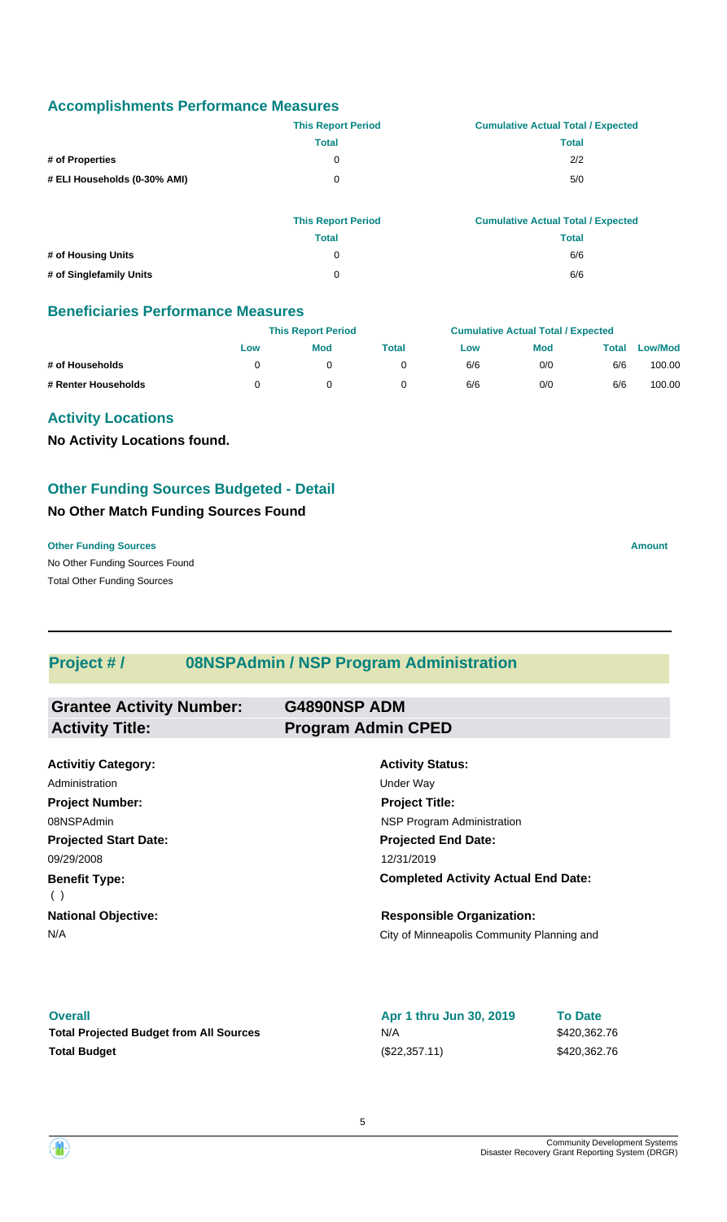## Accomplishments Performance Measures

| | This Report Period | Cumulative Actual Total / Expected |
|---|---|---|
| | Total | Total |
| # of Properties | 0 | 2/2 |
| # ELI Households (0-30% AMI) | 0 | 5/0 |

| | This Report Period | Cumulative Actual Total / Expected |
|---|---|---|
| | Total | Total |
| # of Housing Units | 0 | 6/6 |
| # of Singlefamily Units | 0 | 6/6 |

## Beneficiaries Performance Measures

| | This Report Period | | | Cumulative Actual Total / Expected | | | |
|---|---|---|---|---|---|---|---|
| | Low | Mod | Total | Low | Mod | Total | Low/Mod |
| # of Households | 0 | 0 | 0 | 6/6 | 0/0 | 6/6 | 100.00 |
| # Renter Households | 0 | 0 | 0 | 6/6 | 0/0 | 6/6 | 100.00 |

## Activity Locations

**No Activity Locations found.**

## Other Funding Sources Budgeted - Detail

### No Other Match Funding Sources Found

| Other Funding Sources | Amount |
|---|---|
| No Other Funding Sources Found | |
| Total Other Funding Sources | |

---

## Project # / 08NSPAdmin / NSP Program Administration

| | |
|---|---|
| **Grantee Activity Number:** | **G4890NSP ADM** |
| **Activity Title:** | **Program Admin CPED** |

| | |
|---|---|
| **Activitiy Category:** | **Activity Status:** |
| Administration | Under Way |
| **Project Number:** | **Project Title:** |
| 08NSPAdmin | NSP Program Administration |
| **Projected Start Date:** | **Projected End Date:** |
| 09/29/2008 | 12/31/2019 |
| **Benefit Type:** | **Completed Activity Actual End Date:** |
| ( ) | |
| **National Objective:** | **Responsible Organization:** |
| N/A | City of Minneapolis Community Planning and |

| Overall | Apr 1 thru Jun 30, 2019 | To Date |
|---|---|---|
| **Total Projected Budget from All Sources** | N/A | $420,362.76 |
| **Total Budget** | ($22,357.11) | $420,362.76 |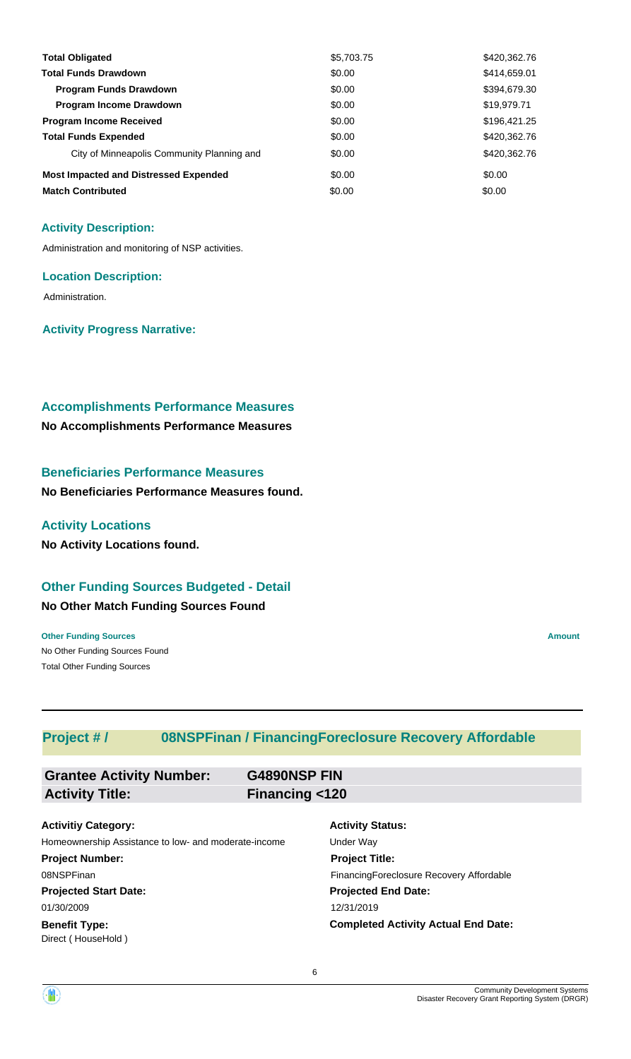| | | |
|---|---|---|
| **Total Obligated** | $5,703.75 | $420,362.76 |
| **Total Funds Drawdown** | $0.00 | $414,659.01 |
| **Program Funds Drawdown** | $0.00 | $394,679.30 |
| **Program Income Drawdown** | $0.00 | $19,979.71 |
| **Program Income Received** | $0.00 | $196,421.25 |
| **Total Funds Expended** | $0.00 | $420,362.76 |
| City of Minneapolis Community Planning and | $0.00 | $420,362.76 |
| **Most Impacted and Distressed Expended** | $0.00 | $0.00 |
| **Match Contributed** | $0.00 | $0.00 |

### Activity Description:

Administration and monitoring of NSP activities.

### Location Description:

Administration.

### Activity Progress Narrative:

## Accomplishments Performance Measures

**No Accomplishments Performance Measures**

## Beneficiaries Performance Measures

**No Beneficiaries Performance Measures found.**

## Activity Locations

**No Activity Locations found.**

## Other Funding Sources Budgeted - Detail

**No Other Match Funding Sources Found**

| **Other Funding Sources** | **Amount** |
|---|---|
| No Other Funding Sources Found | |
| Total Other Funding Sources | |

## Project # / 08NSPFinan / FinancingForeclosure Recovery Affordable

| | |
|---|---|
| **Grantee Activity Number:** | **G4890NSP FIN** |
| **Activity Title:** | **Financing <120** |

**Activitiy Category:**
Homeownership Assistance to low- and moderate-income

**Activity Status:**
Under Way

**Project Number:**
08NSPFinan

**Project Title:**
FinancingForeclosure Recovery Affordable

**Projected Start Date:**
01/30/2009

**Projected End Date:**
12/31/2019

**Benefit Type:**
Direct ( HouseHold )

**Completed Activity Actual End Date:**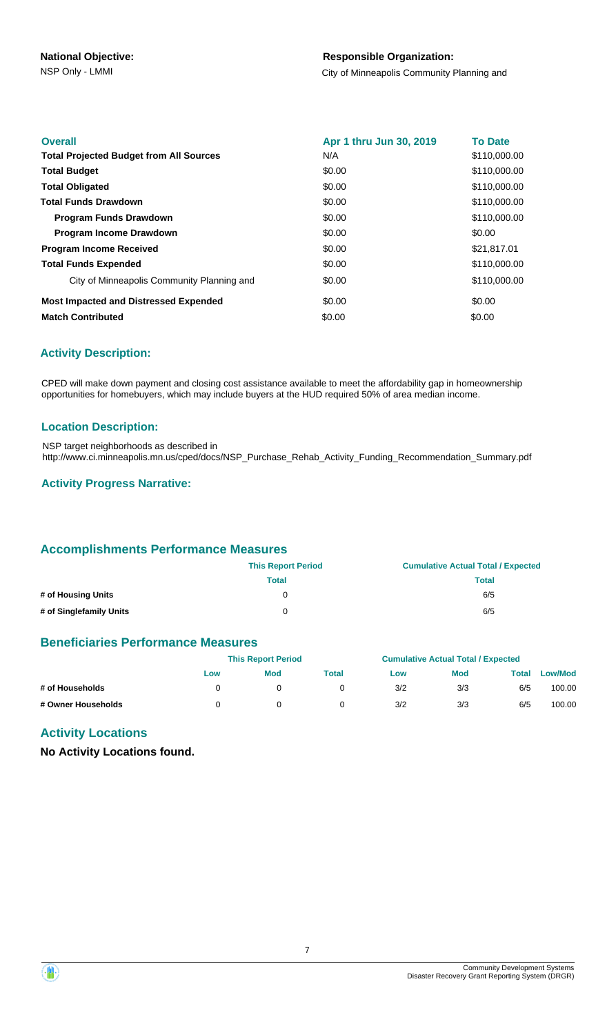**National Objective:**
NSP Only - LMMI

**Responsible Organization:**
City of Minneapolis Community Planning and

| Overall | Apr 1 thru Jun 30, 2019 | To Date |
|---|---|---|
| **Total Projected Budget from All Sources** | N/A | $110,000.00 |
| **Total Budget** | $0.00 | $110,000.00 |
| **Total Obligated** | $0.00 | $110,000.00 |
| **Total Funds Drawdown** | $0.00 | $110,000.00 |
| **Program Funds Drawdown** | $0.00 | $110,000.00 |
| **Program Income Drawdown** | $0.00 | $0.00 |
| **Program Income Received** | $0.00 | $21,817.01 |
| **Total Funds Expended** | $0.00 | $110,000.00 |
| City of Minneapolis Community Planning and | $0.00 | $110,000.00 |
| **Most Impacted and Distressed Expended** | $0.00 | $0.00 |
| **Match Contributed** | $0.00 | $0.00 |

### Activity Description:

CPED will make down payment and closing cost assistance available to meet the affordability gap in homeownership opportunities for homebuyers, which may include buyers at the HUD required 50% of area median income.

### Location Description:

NSP target neighborhoods as described in
http://www.ci.minneapolis.mn.us/cped/docs/NSP_Purchase_Rehab_Activity_Funding_Recommendation_Summary.pdf

### Activity Progress Narrative:

## Accomplishments Performance Measures

| | This Report Period | Cumulative Actual Total / Expected |
|---|---|---|
| | Total | Total |
| # of Housing Units | 0 | 6/5 |
| # of Singlefamily Units | 0 | 6/5 |

## Beneficiaries Performance Measures

| | This Report Period | | | Cumulative Actual Total / Expected | | | |
|---|---|---|---|---|---|---|---|
| | Low | Mod | Total | Low | Mod | Total | Low/Mod |
| # of Households | 0 | 0 | 0 | 3/2 | 3/3 | 6/5 | 100.00 |
| # Owner Households | 0 | 0 | 0 | 3/2 | 3/3 | 6/5 | 100.00 |

## Activity Locations

**No Activity Locations found.**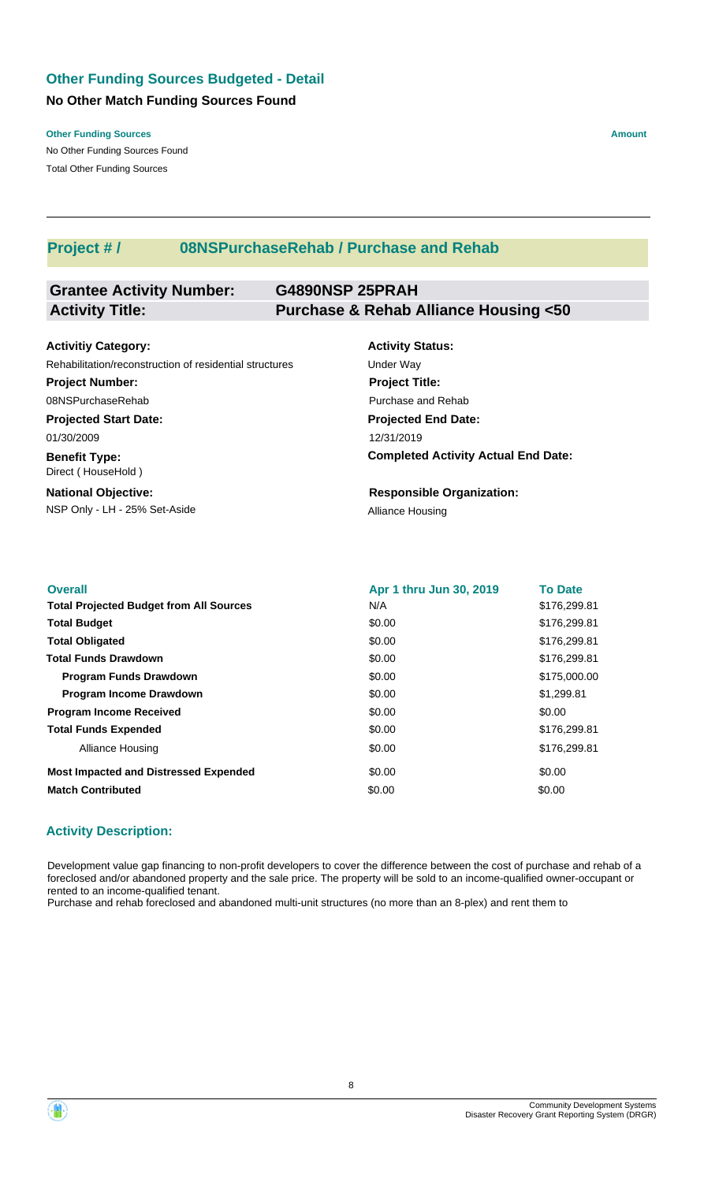## Other Funding Sources Budgeted - Detail

### No Other Match Funding Sources Found

| Other Funding Sources | Amount |
| --- | --- |
| No Other Funding Sources Found | |
| Total Other Funding Sources | |

## Project # / 08NSPurchaseRehab / Purchase and Rehab

**Grantee Activity Number:** G4890NSP 25PRAH

**Activity Title:** Purchase & Rehab Alliance Housing <50

**Activitiy Category:**
Rehabilitation/reconstruction of residential structures

**Activity Status:**
Under Way

**Project Number:**
08NSPurchaseRehab

**Project Title:**
Purchase and Rehab

**Projected Start Date:**
01/30/2009

**Projected End Date:**
12/31/2019

**Benefit Type:**
Direct ( HouseHold )

**Completed Activity Actual End Date:**

**National Objective:**
NSP Only - LH - 25% Set-Aside

**Responsible Organization:**
Alliance Housing

| Overall | Apr 1 thru Jun 30, 2019 | To Date |
| --- | --- | --- |
| **Total Projected Budget from All Sources** | N/A | $176,299.81 |
| **Total Budget** | $0.00 | $176,299.81 |
| **Total Obligated** | $0.00 | $176,299.81 |
| **Total Funds Drawdown** | $0.00 | $176,299.81 |
| **Program Funds Drawdown** | $0.00 | $175,000.00 |
| **Program Income Drawdown** | $0.00 | $1,299.81 |
| **Program Income Received** | $0.00 | $0.00 |
| **Total Funds Expended** | $0.00 | $176,299.81 |
| Alliance Housing | $0.00 | $176,299.81 |
| **Most Impacted and Distressed Expended** | $0.00 | $0.00 |
| **Match Contributed** | $0.00 | $0.00 |

### Activity Description:

Development value gap financing to non-profit developers to cover the difference between the cost of purchase and rehab of a foreclosed and/or abandoned property and the sale price. The property will be sold to an income-qualified owner-occupant or rented to an income-qualified tenant.
Purchase and rehab foreclosed and abandoned multi-unit structures (no more than an 8-plex) and rent them to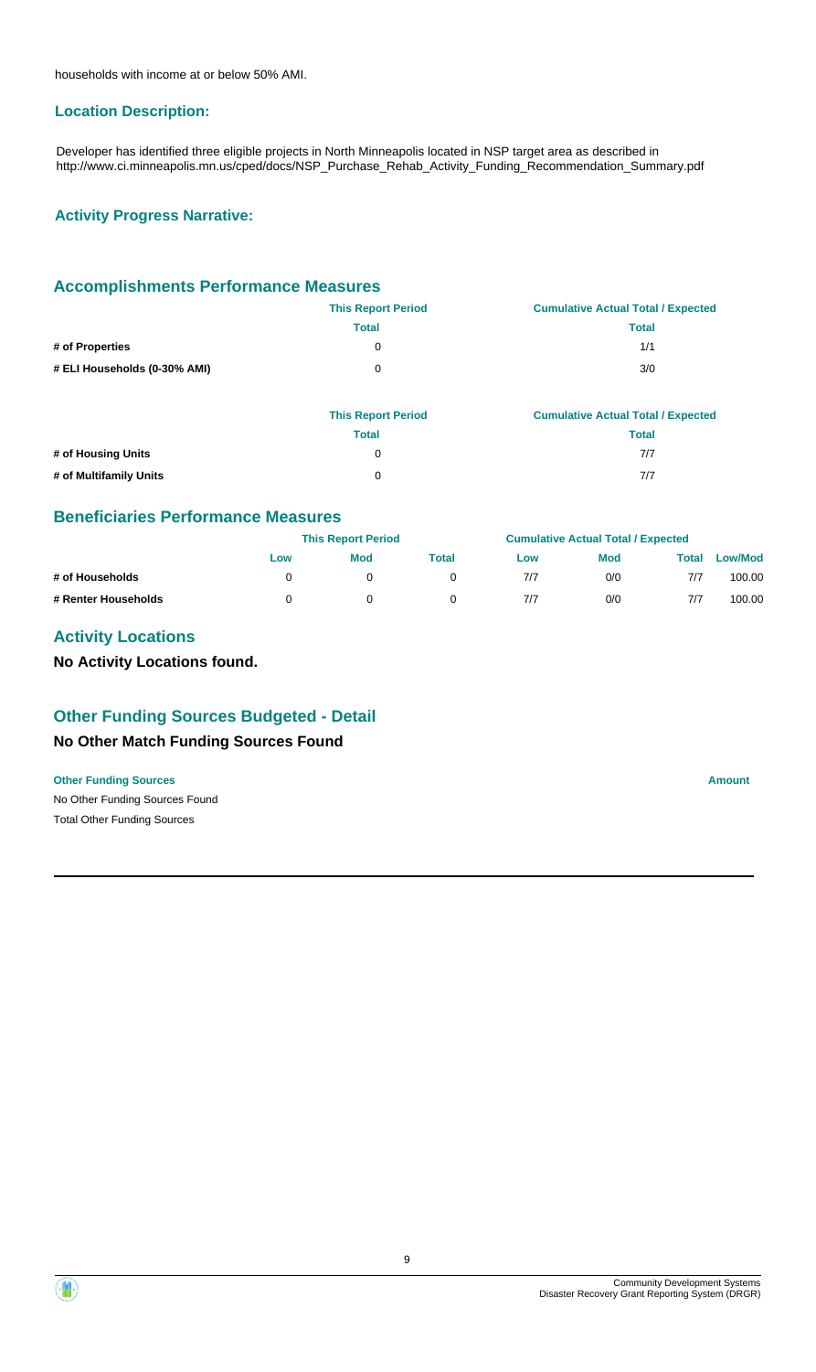households with income at or below 50% AMI.

### Location Description:

Developer has identified three eligible projects in North Minneapolis located in NSP target area as described in http://www.ci.minneapolis.mn.us/cped/docs/NSP_Purchase_Rehab_Activity_Funding_Recommendation_Summary.pdf

### Activity Progress Narrative:

## Accomplishments Performance Measures

| | This Report Period | Cumulative Actual Total / Expected |
|---|---|---|
| | Total | Total |
| # of Properties | 0 | 1/1 |
| # ELI Households (0-30% AMI) | 0 | 3/0 |

| | This Report Period | Cumulative Actual Total / Expected |
|---|---|---|
| | Total | Total |
| # of Housing Units | 0 | 7/7 |
| # of Multifamily Units | 0 | 7/7 |

## Beneficiaries Performance Measures

| | This Report Period | | | Cumulative Actual Total / Expected | | | |
|---|---|---|---|---|---|---|---|
| | Low | Mod | Total | Low | Mod | Total | Low/Mod |
| # of Households | 0 | 0 | 0 | 7/7 | 0/0 | 7/7 | 100.00 |
| # Renter Households | 0 | 0 | 0 | 7/7 | 0/0 | 7/7 | 100.00 |

## Activity Locations

**No Activity Locations found.**

## Other Funding Sources Budgeted - Detail

### No Other Match Funding Sources Found

| Other Funding Sources | Amount |
|---|---|
| No Other Funding Sources Found | |
| Total Other Funding Sources | |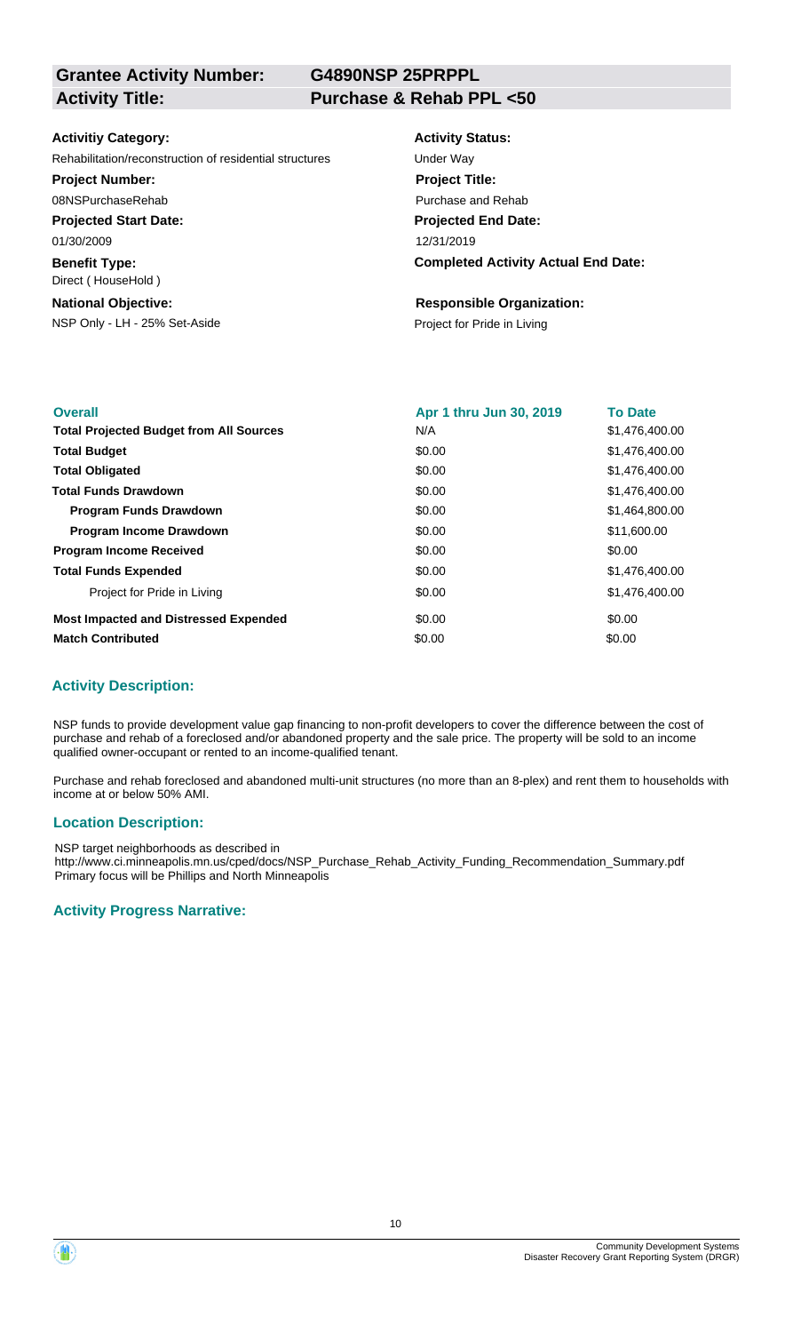**Grantee Activity Number:** G4890NSP 25PRPPL

**Activity Title:** Purchase & Rehab PPL <50

**Activitiy Category:**
Rehabilitation/reconstruction of residential structures

**Activity Status:**
Under Way

**Project Number:**
08NSPurchaseRehab

**Project Title:**
Purchase and Rehab

**Projected Start Date:**
01/30/2009

**Projected End Date:**
12/31/2019

**Benefit Type:**
Direct ( HouseHold )

**Completed Activity Actual End Date:**

**National Objective:**
NSP Only - LH - 25% Set-Aside

**Responsible Organization:**
Project for Pride in Living

| Overall | Apr 1 thru Jun 30, 2019 | To Date |
|---|---|---|
| **Total Projected Budget from All Sources** | N/A | $1,476,400.00 |
| **Total Budget** | $0.00 | $1,476,400.00 |
| **Total Obligated** | $0.00 | $1,476,400.00 |
| **Total Funds Drawdown** | $0.00 | $1,476,400.00 |
| **Program Funds Drawdown** | $0.00 | $1,464,800.00 |
| **Program Income Drawdown** | $0.00 | $11,600.00 |
| **Program Income Received** | $0.00 | $0.00 |
| **Total Funds Expended** | $0.00 | $1,476,400.00 |
| Project for Pride in Living | $0.00 | $1,476,400.00 |
| **Most Impacted and Distressed Expended** | $0.00 | $0.00 |
| **Match Contributed** | $0.00 | $0.00 |

## Activity Description:

NSP funds to provide development value gap financing to non-profit developers to cover the difference between the cost of purchase and rehab of a foreclosed and/or abandoned property and the sale price. The property will be sold to an income qualified owner-occupant or rented to an income-qualified tenant.

Purchase and rehab foreclosed and abandoned multi-unit structures (no more than an 8-plex) and rent them to households with income at or below 50% AMI.

## Location Description:

NSP target neighborhoods as described in
http://www.ci.minneapolis.mn.us/cped/docs/NSP_Purchase_Rehab_Activity_Funding_Recommendation_Summary.pdf
Primary focus will be Phillips and North Minneapolis

## Activity Progress Narrative: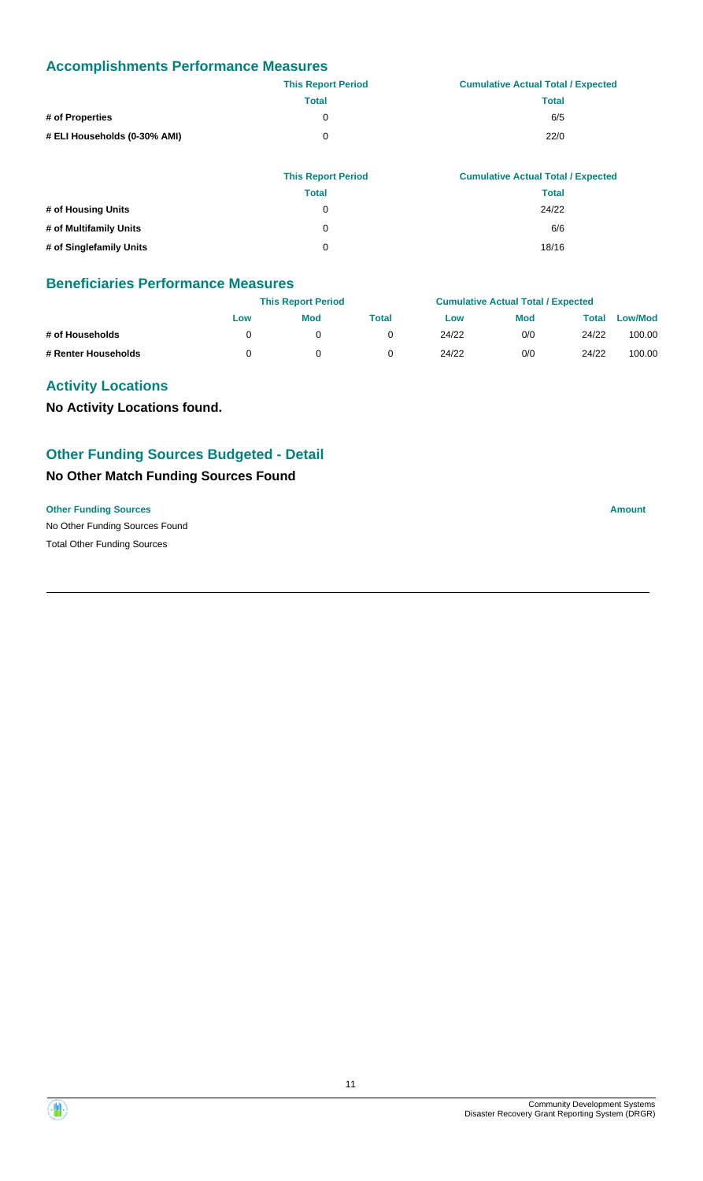## Accomplishments Performance Measures

| | This Report Period | Cumulative Actual Total / Expected |
|---|---|---|
| | Total | Total |
| # of Properties | 0 | 6/5 |
| # ELI Households (0-30% AMI) | 0 | 22/0 |

| | This Report Period | Cumulative Actual Total / Expected |
|---|---|---|
| | Total | Total |
| # of Housing Units | 0 | 24/22 |
| # of Multifamily Units | 0 | 6/6 |
| # of Singlefamily Units | 0 | 18/16 |

## Beneficiaries Performance Measures

| | This Report Period | | | Cumulative Actual Total / Expected | | | |
|---|---|---|---|---|---|---|---|
| | Low | Mod | Total | Low | Mod | Total | Low/Mod |
| # of Households | 0 | 0 | 0 | 24/22 | 0/0 | 24/22 | 100.00 |
| # Renter Households | 0 | 0 | 0 | 24/22 | 0/0 | 24/22 | 100.00 |

## Activity Locations

**No Activity Locations found.**

## Other Funding Sources Budgeted - Detail

### No Other Match Funding Sources Found

| Other Funding Sources | Amount |
|---|---|
| No Other Funding Sources Found | |
| Total Other Funding Sources | |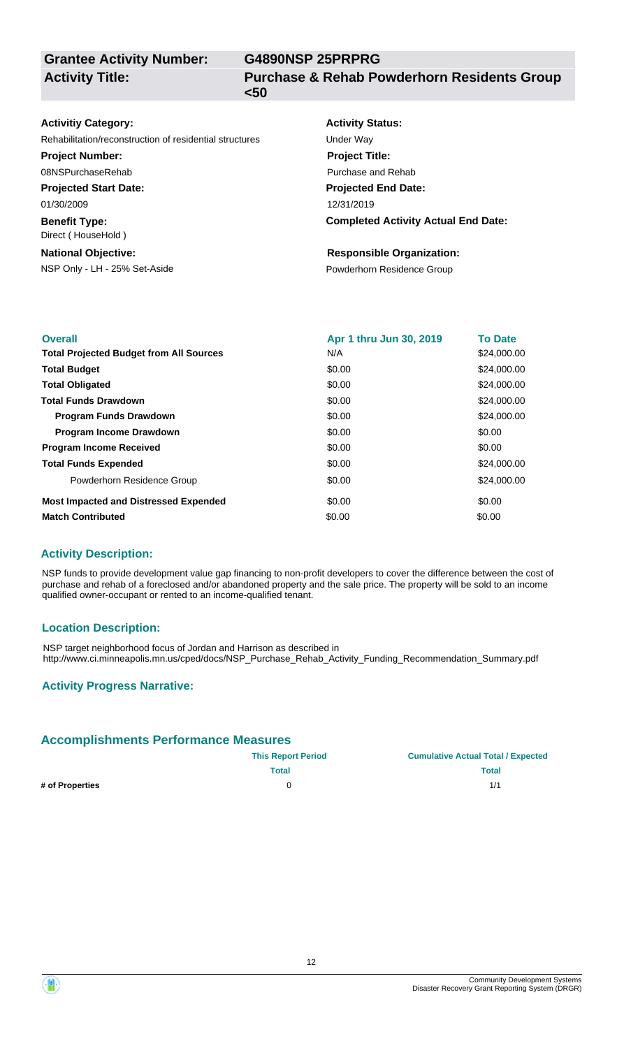**Grantee Activity Number:** G4890NSP 25PRPRG

**Activity Title:** Purchase & Rehab Powderhorn Residents Group <50

**Activitiy Category:**
Rehabilitation/reconstruction of residential structures

**Activity Status:**
Under Way

**Project Number:**
08NSPurchaseRehab

**Project Title:**
Purchase and Rehab

**Projected Start Date:**
01/30/2009

**Projected End Date:**
12/31/2019

**Benefit Type:**
Direct ( HouseHold )

**Completed Activity Actual End Date:**

**National Objective:**
NSP Only - LH - 25% Set-Aside

**Responsible Organization:**
Powderhorn Residence Group

| Overall | Apr 1 thru Jun 30, 2019 | To Date |
|---|---|---|
| **Total Projected Budget from All Sources** | N/A | $24,000.00 |
| **Total Budget** | $0.00 | $24,000.00 |
| **Total Obligated** | $0.00 | $24,000.00 |
| **Total Funds Drawdown** | $0.00 | $24,000.00 |
| **Program Funds Drawdown** | $0.00 | $24,000.00 |
| **Program Income Drawdown** | $0.00 | $0.00 |
| **Program Income Received** | $0.00 | $0.00 |
| **Total Funds Expended** | $0.00 | $24,000.00 |
| Powderhorn Residence Group | $0.00 | $24,000.00 |
| **Most Impacted and Distressed Expended** | $0.00 | $0.00 |
| **Match Contributed** | $0.00 | $0.00 |

## Activity Description:

NSP funds to provide development value gap financing to non-profit developers to cover the difference between the cost of purchase and rehab of a foreclosed and/or abandoned property and the sale price. The property will be sold to an income qualified owner-occupant or rented to an income-qualified tenant.

## Location Description:

NSP target neighborhood focus of Jordan and Harrison as described in http://www.ci.minneapolis.mn.us/cped/docs/NSP_Purchase_Rehab_Activity_Funding_Recommendation_Summary.pdf

## Activity Progress Narrative:

## Accomplishments Performance Measures

| | This Report Period | Cumulative Actual Total / Expected |
|---|---|---|
| | Total | Total |
| # of Properties | 0 | 1/1 |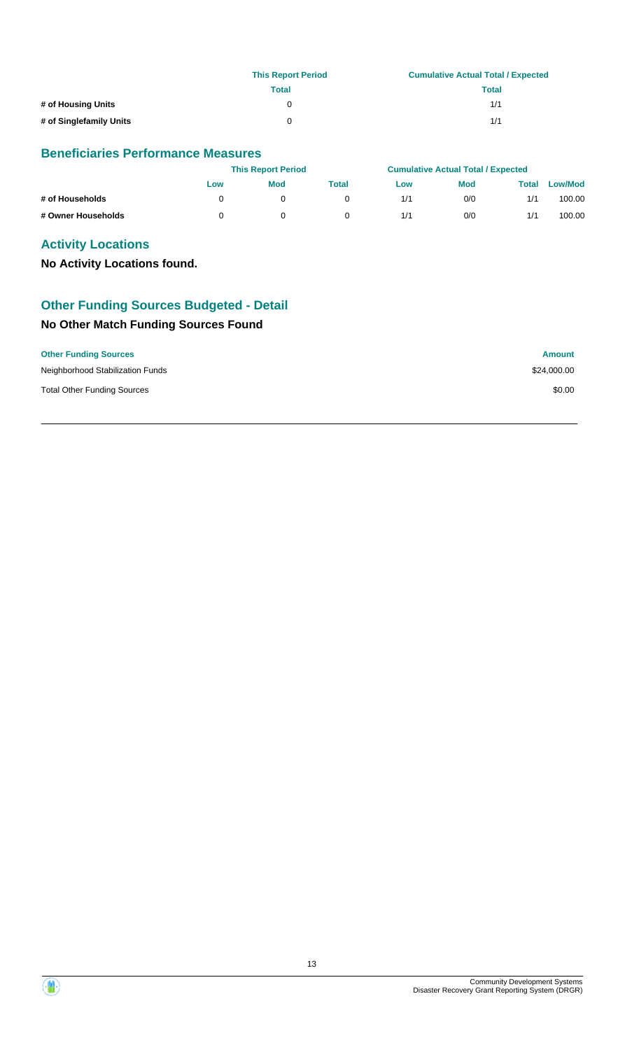| | This Report Period | Cumulative Actual Total / Expected |
|---|---|---|
| | Total | Total |
| # of Housing Units | 0 | 1/1 |
| # of Singlefamily Units | 0 | 1/1 |

## Beneficiaries Performance Measures

| | This Report Period | | | Cumulative Actual Total / Expected | | | |
|---|---|---|---|---|---|---|---|
| | Low | Mod | Total | Low | Mod | Total | Low/Mod |
| # of Households | 0 | 0 | 0 | 1/1 | 0/0 | 1/1 | 100.00 |
| # Owner Households | 0 | 0 | 0 | 1/1 | 0/0 | 1/1 | 100.00 |

## Activity Locations

**No Activity Locations found.**

## Other Funding Sources Budgeted - Detail

### No Other Match Funding Sources Found

| Other Funding Sources | Amount |
|---|---|
| Neighborhood Stabilization Funds | $24,000.00 |
| Total Other Funding Sources | $0.00 |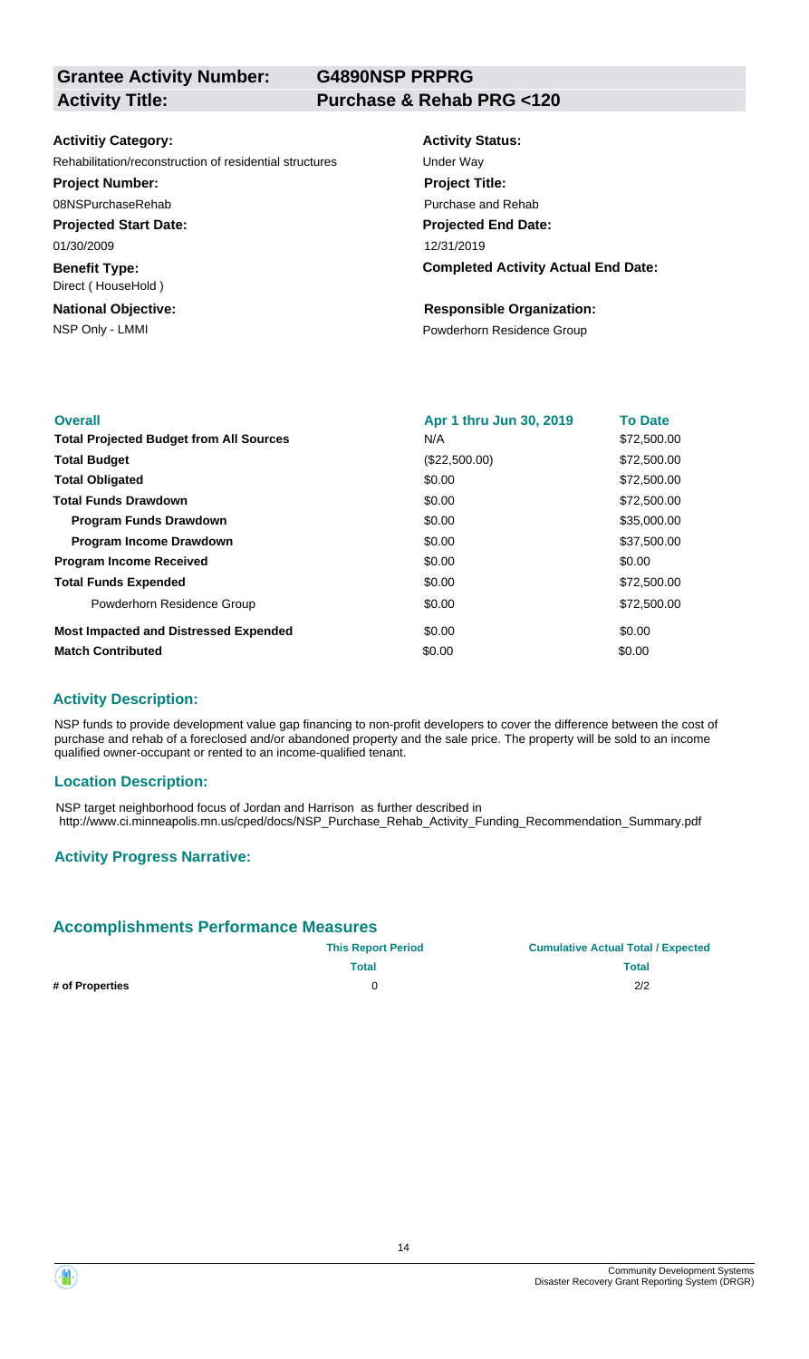**Grantee Activity Number:** G4890NSP PRPRG
**Activity Title:** Purchase & Rehab PRG <120

**Activitiy Category:**
Rehabilitation/reconstruction of residential structures

**Activity Status:**
Under Way

**Project Number:**
08NSPurchaseRehab

**Project Title:**
Purchase and Rehab

**Projected Start Date:**
01/30/2009

**Projected End Date:**
12/31/2019

**Benefit Type:**
Direct ( HouseHold )

**Completed Activity Actual End Date:**

**National Objective:**
NSP Only - LMMI

**Responsible Organization:**
Powderhorn Residence Group

| Overall | Apr 1 thru Jun 30, 2019 | To Date |
| --- | --- | --- |
| **Total Projected Budget from All Sources** | N/A | $72,500.00 |
| **Total Budget** | ($22,500.00) | $72,500.00 |
| **Total Obligated** | $0.00 | $72,500.00 |
| **Total Funds Drawdown** | $0.00 | $72,500.00 |
| **Program Funds Drawdown** | $0.00 | $35,000.00 |
| **Program Income Drawdown** | $0.00 | $37,500.00 |
| **Program Income Received** | $0.00 | $0.00 |
| **Total Funds Expended** | $0.00 | $72,500.00 |
| Powderhorn Residence Group | $0.00 | $72,500.00 |
| **Most Impacted and Distressed Expended** | $0.00 | $0.00 |
| **Match Contributed** | $0.00 | $0.00 |

## Activity Description:

NSP funds to provide development value gap financing to non-profit developers to cover the difference between the cost of purchase and rehab of a foreclosed and/or abandoned property and the sale price. The property will be sold to an income qualified owner-occupant or rented to an income-qualified tenant.

## Location Description:

NSP target neighborhood focus of Jordan and Harrison as further described in http://www.ci.minneapolis.mn.us/cped/docs/NSP_Purchase_Rehab_Activity_Funding_Recommendation_Summary.pdf

## Activity Progress Narrative:

## Accomplishments Performance Measures

| | This Report Period | Cumulative Actual Total / Expected |
| --- | --- | --- |
| | Total | Total |
| # of Properties | 0 | 2/2 |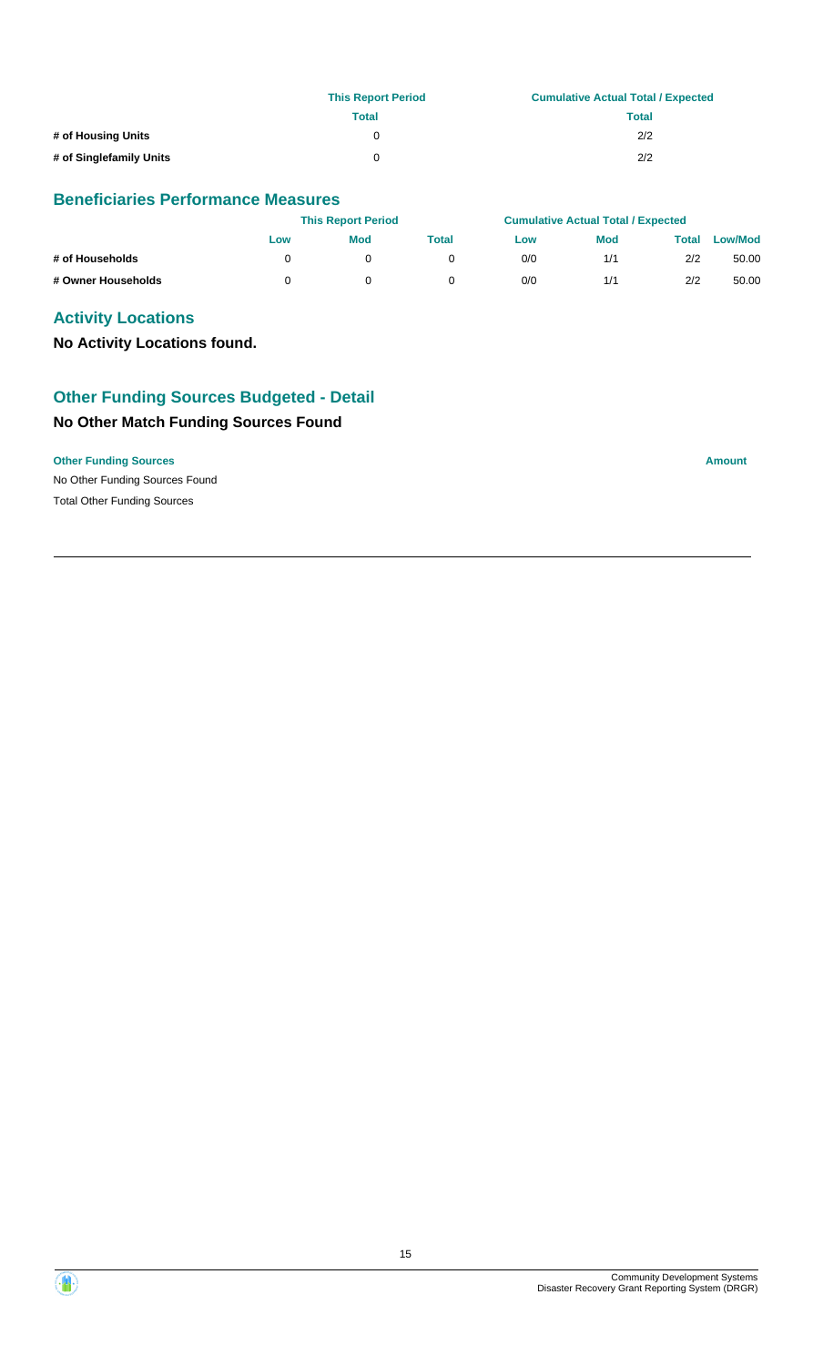| | This Report Period | Cumulative Actual Total / Expected |
|---|---|---|
| | Total | Total |
| # of Housing Units | 0 | 2/2 |
| # of Singlefamily Units | 0 | 2/2 |

## Beneficiaries Performance Measures

| | This Report Period | | | Cumulative Actual Total / Expected | | | |
|---|---|---|---|---|---|---|---|
| | Low | Mod | Total | Low | Mod | Total | Low/Mod |
| # of Households | 0 | 0 | 0 | 0/0 | 1/1 | 2/2 | 50.00 |
| # Owner Households | 0 | 0 | 0 | 0/0 | 1/1 | 2/2 | 50.00 |

## Activity Locations

**No Activity Locations found.**

## Other Funding Sources Budgeted - Detail

### No Other Match Funding Sources Found

| Other Funding Sources | Amount |
|---|---|
| No Other Funding Sources Found | |
| Total Other Funding Sources | |